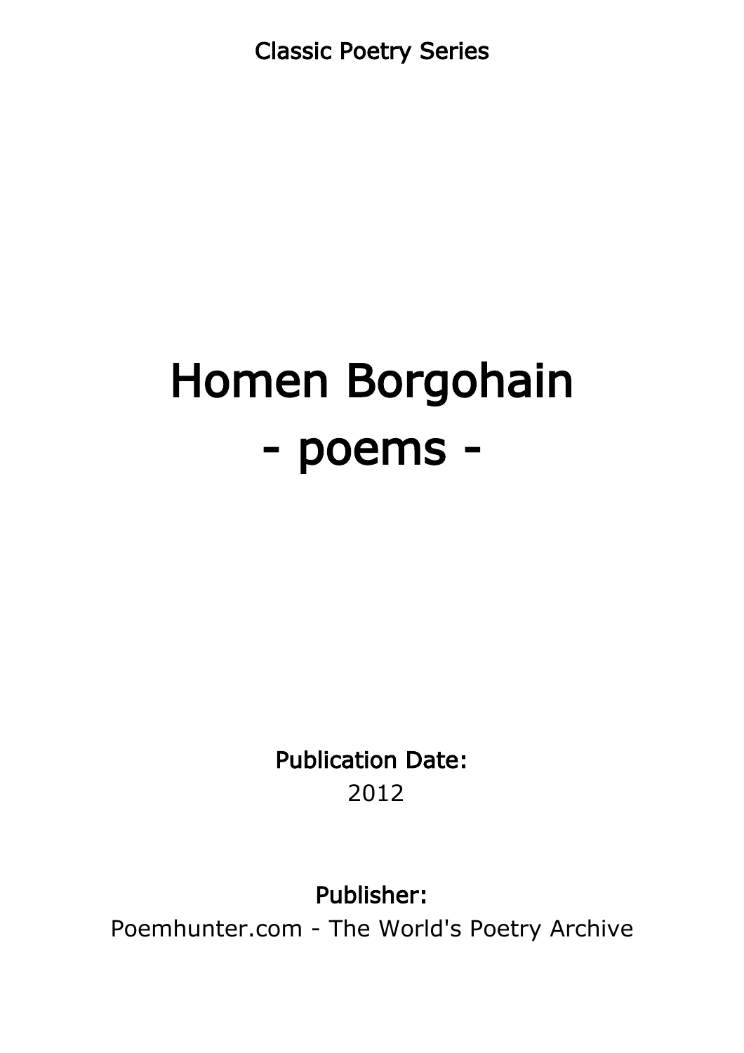Classic Poetry Series

# Homen Borgohain
# - poems -

**Publication Date:**
2012

**Publisher:**
Poemhunter.com - The World's Poetry Archive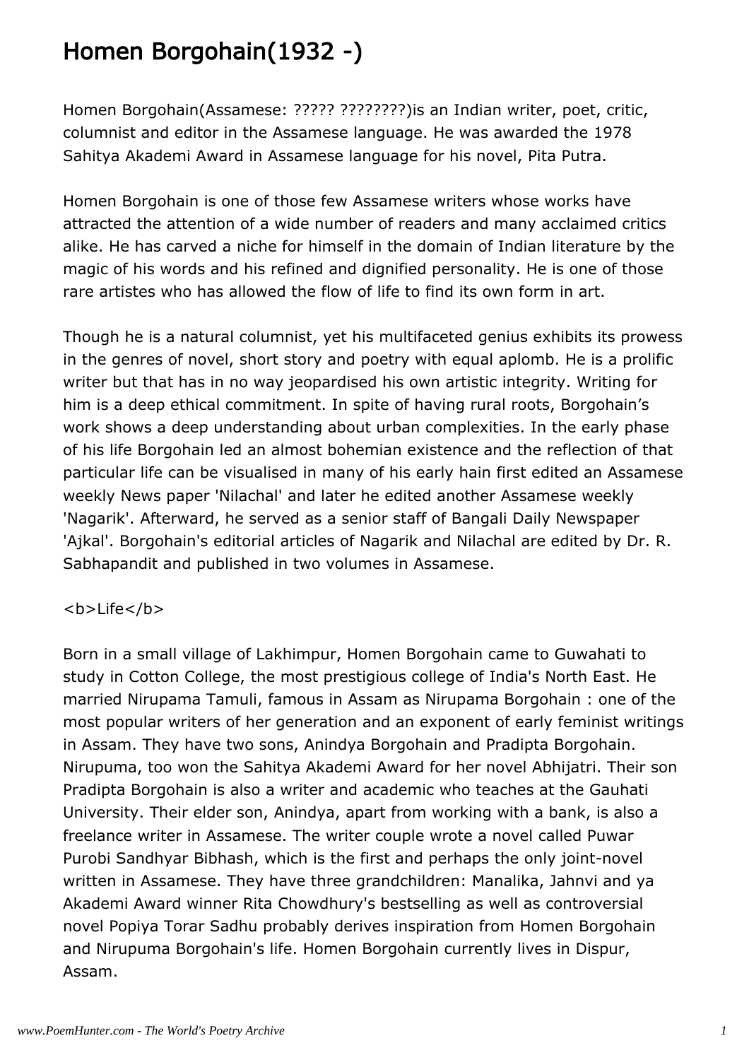# Homen Borgohain(1932 -)

Homen Borgohain(Assamese: ????? ????????)is an Indian writer, poet, critic, columnist and editor in the Assamese language. He was awarded the 1978 Sahitya Akademi Award in Assamese language for his novel, Pita Putra.

Homen Borgohain is one of those few Assamese writers whose works have attracted the attention of a wide number of readers and many acclaimed critics alike. He has carved a niche for himself in the domain of Indian literature by the magic of his words and his refined and dignified personality. He is one of those rare artistes who has allowed the flow of life to find its own form in art.

Though he is a natural columnist, yet his multifaceted genius exhibits its prowess in the genres of novel, short story and poetry with equal aplomb. He is a prolific writer but that has in no way jeopardised his own artistic integrity. Writing for him is a deep ethical commitment. In spite of having rural roots, Borgohain's work shows a deep understanding about urban complexities. In the early phase of his life Borgohain led an almost bohemian existence and the reflection of that particular life can be visualised in many of his early hain first edited an Assamese weekly News paper 'Nilachal' and later he edited another Assamese weekly 'Nagarik'. Afterward, he served as a senior staff of Bangali Daily Newspaper 'Ajkal'. Borgohain's editorial articles of Nagarik and Nilachal are edited by Dr. R. Sabhapandit and published in two volumes in Assamese.

<b>Life</b>

Born in a small village of Lakhimpur, Homen Borgohain came to Guwahati to study in Cotton College, the most prestigious college of India's North East. He married Nirupama Tamuli, famous in Assam as Nirupama Borgohain : one of the most popular writers of her generation and an exponent of early feminist writings in Assam. They have two sons, Anindya Borgohain and Pradipta Borgohain. Nirupuma, too won the Sahitya Akademi Award for her novel Abhijatri. Their son Pradipta Borgohain is also a writer and academic who teaches at the Gauhati University. Their elder son, Anindya, apart from working with a bank, is also a freelance writer in Assamese. The writer couple wrote a novel called Puwar Purobi Sandhyar Bibhash, which is the first and perhaps the only joint-novel written in Assamese. They have three grandchildren: Manalika, Jahnvi and ya Akademi Award winner Rita Chowdhury's bestselling as well as controversial novel Popiya Torar Sadhu probably derives inspiration from Homen Borgohain and Nirupuma Borgohain's life. Homen Borgohain currently lives in Dispur, Assam.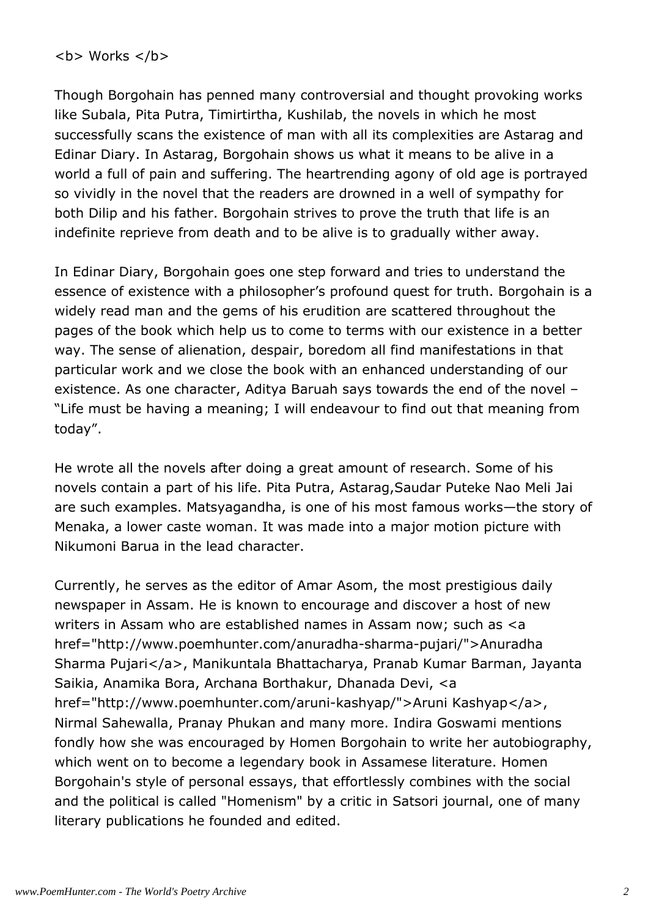<b> Works </b>

Though Borgohain has penned many controversial and thought provoking works like Subala, Pita Putra, Timirtirtha, Kushilab, the novels in which he most successfully scans the existence of man with all its complexities are Astarag and Edinar Diary. In Astarag, Borgohain shows us what it means to be alive in a world a full of pain and suffering. The heartrending agony of old age is portrayed so vividly in the novel that the readers are drowned in a well of sympathy for both Dilip and his father. Borgohain strives to prove the truth that life is an indefinite reprieve from death and to be alive is to gradually wither away.

In Edinar Diary, Borgohain goes one step forward and tries to understand the essence of existence with a philosopher's profound quest for truth. Borgohain is a widely read man and the gems of his erudition are scattered throughout the pages of the book which help us to come to terms with our existence in a better way. The sense of alienation, despair, boredom all find manifestations in that particular work and we close the book with an enhanced understanding of our existence. As one character, Aditya Baruah says towards the end of the novel – "Life must be having a meaning; I will endeavour to find out that meaning from today".

He wrote all the novels after doing a great amount of research. Some of his novels contain a part of his life. Pita Putra, Astarag,Saudar Puteke Nao Meli Jai are such examples. Matsyagandha, is one of his most famous works—the story of Menaka, a lower caste woman. It was made into a major motion picture with Nikumoni Barua in the lead character.

Currently, he serves as the editor of Amar Asom, the most prestigious daily newspaper in Assam. He is known to encourage and discover a host of new writers in Assam who are established names in Assam now; such as <a href="http://www.poemhunter.com/anuradha-sharma-pujari/">Anuradha Sharma Pujari</a>, Manikuntala Bhattacharya, Pranab Kumar Barman, Jayanta Saikia, Anamika Bora, Archana Borthakur, Dhanada Devi, <a href="http://www.poemhunter.com/aruni-kashyap/">Aruni Kashyap</a>, Nirmal Sahewalla, Pranay Phukan and many more. Indira Goswami mentions fondly how she was encouraged by Homen Borgohain to write her autobiography, which went on to become a legendary book in Assamese literature. Homen Borgohain's style of personal essays, that effortlessly combines with the social and the political is called "Homenism" by a critic in Satsori journal, one of many literary publications he founded and edited.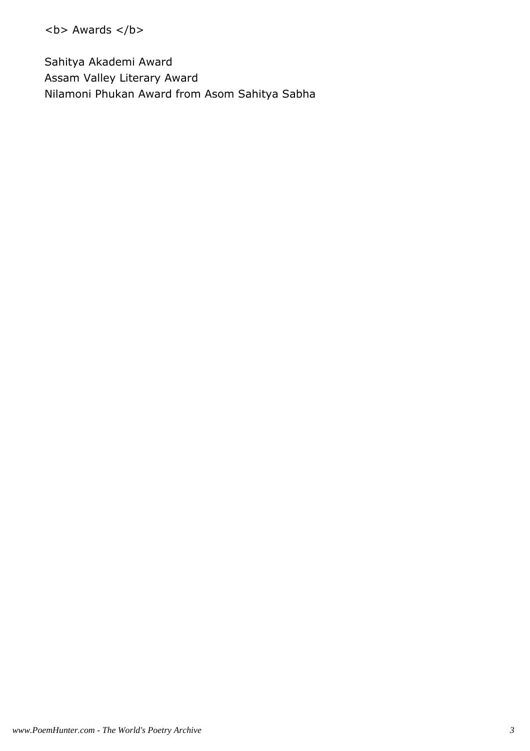<b> Awards </b>

Sahitya Akademi Award
Assam Valley Literary Award
Nilamoni Phukan Award from Asom Sahitya Sabha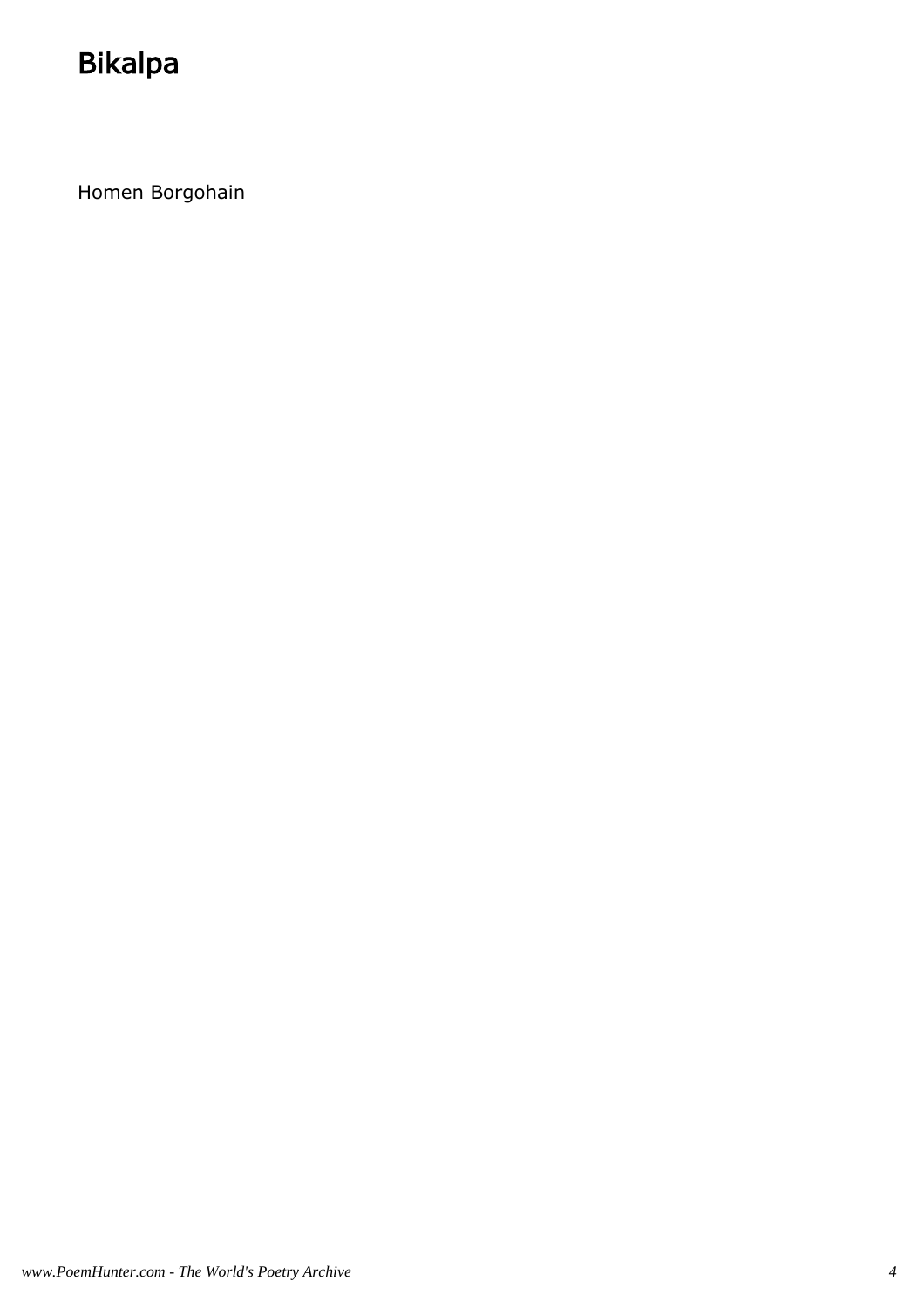# Bikalpa

Homen Borgohain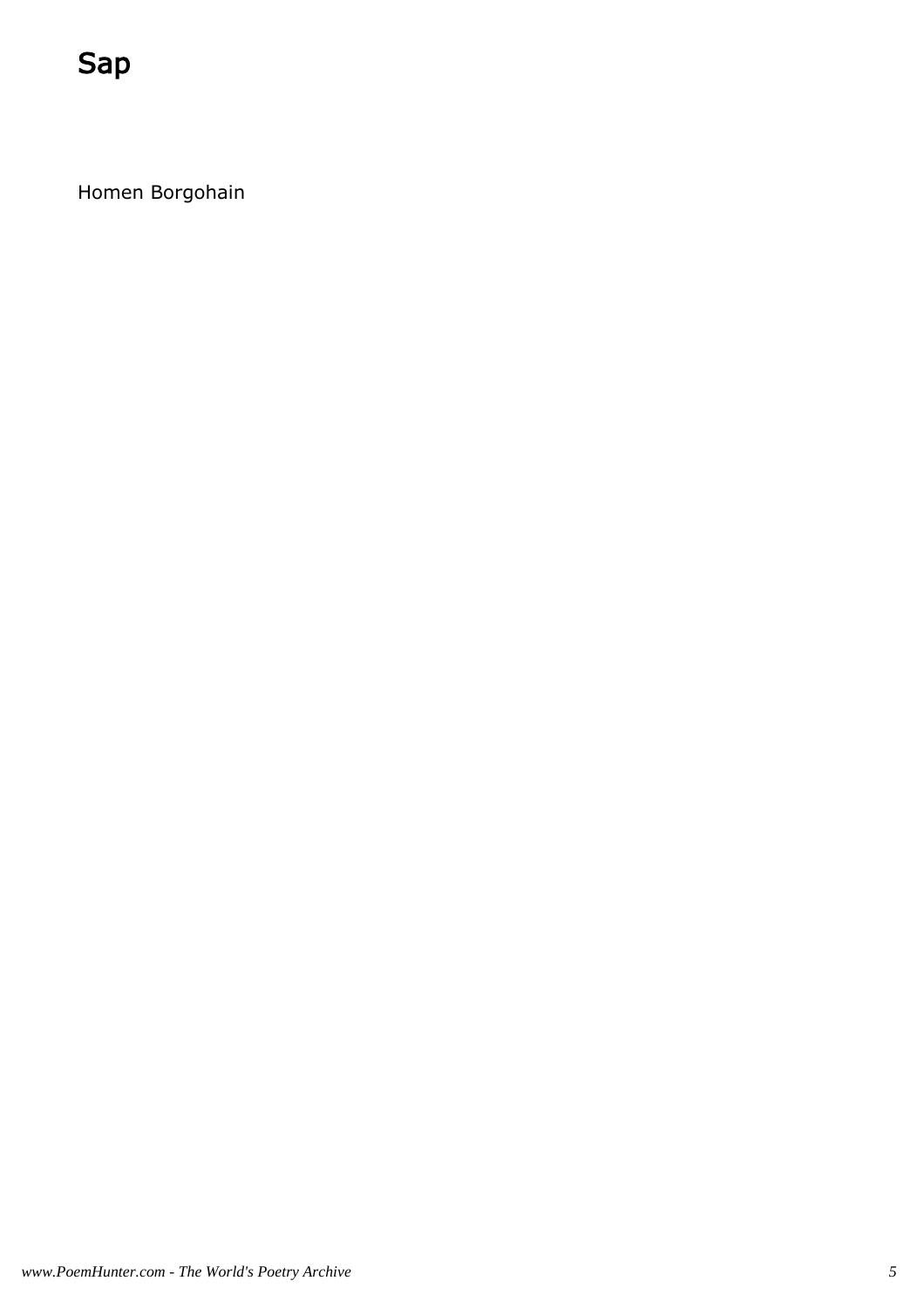# Sap

Homen Borgohain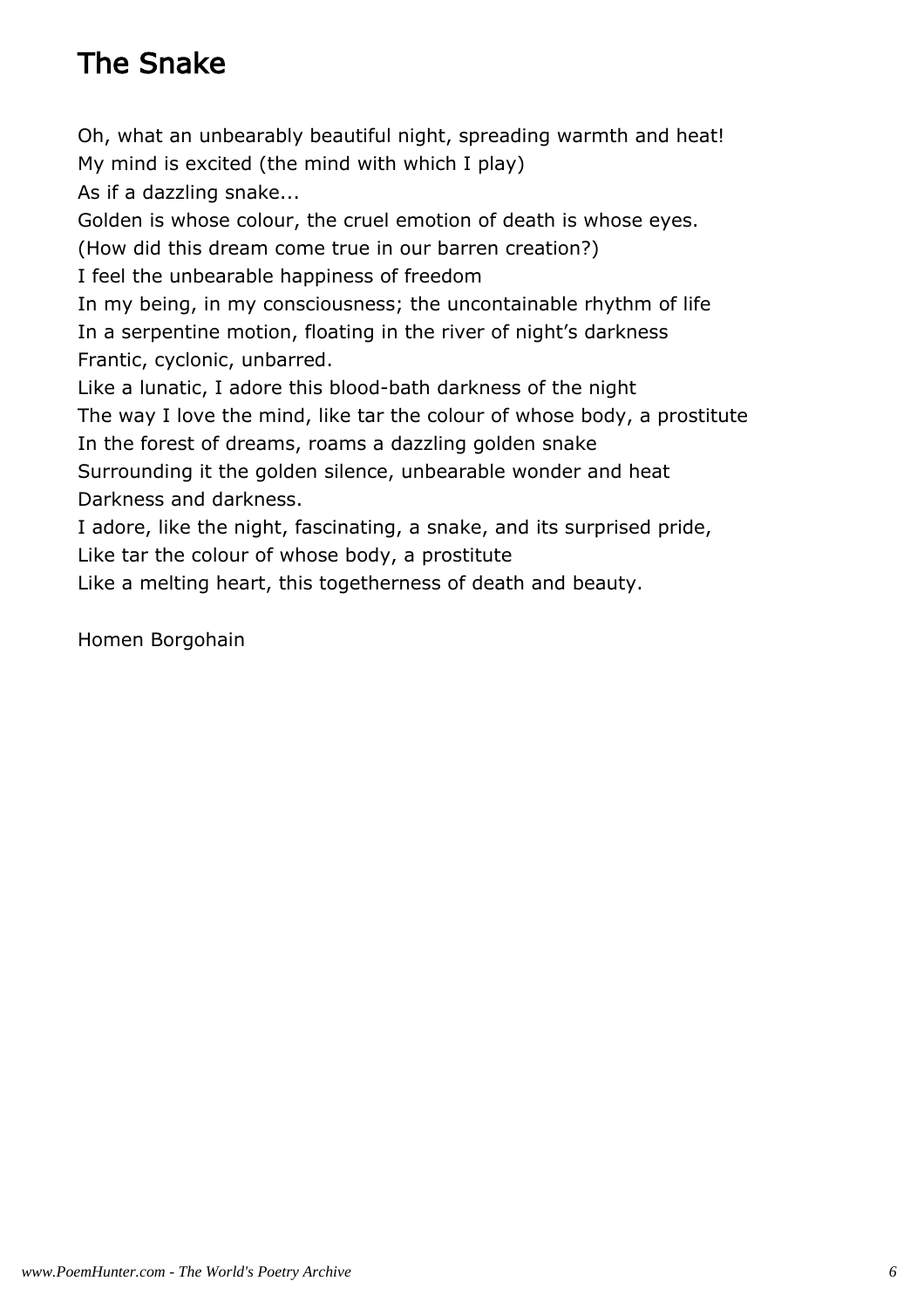# The Snake

Oh, what an unbearably beautiful night, spreading warmth and heat!
My mind is excited (the mind with which I play)
As if a dazzling snake...
Golden is whose colour, the cruel emotion of death is whose eyes.
(How did this dream come true in our barren creation?)
I feel the unbearable happiness of freedom
In my being, in my consciousness; the uncontainable rhythm of life
In a serpentine motion, floating in the river of night's darkness
Frantic, cyclonic, unbarred.
Like a lunatic, I adore this blood-bath darkness of the night
The way I love the mind, like tar the colour of whose body, a prostitute
In the forest of dreams, roams a dazzling golden snake
Surrounding it the golden silence, unbearable wonder and heat
Darkness and darkness.
I adore, like the night, fascinating, a snake, and its surprised pride,
Like tar the colour of whose body, a prostitute
Like a melting heart, this togetherness of death and beauty.

Homen Borgohain